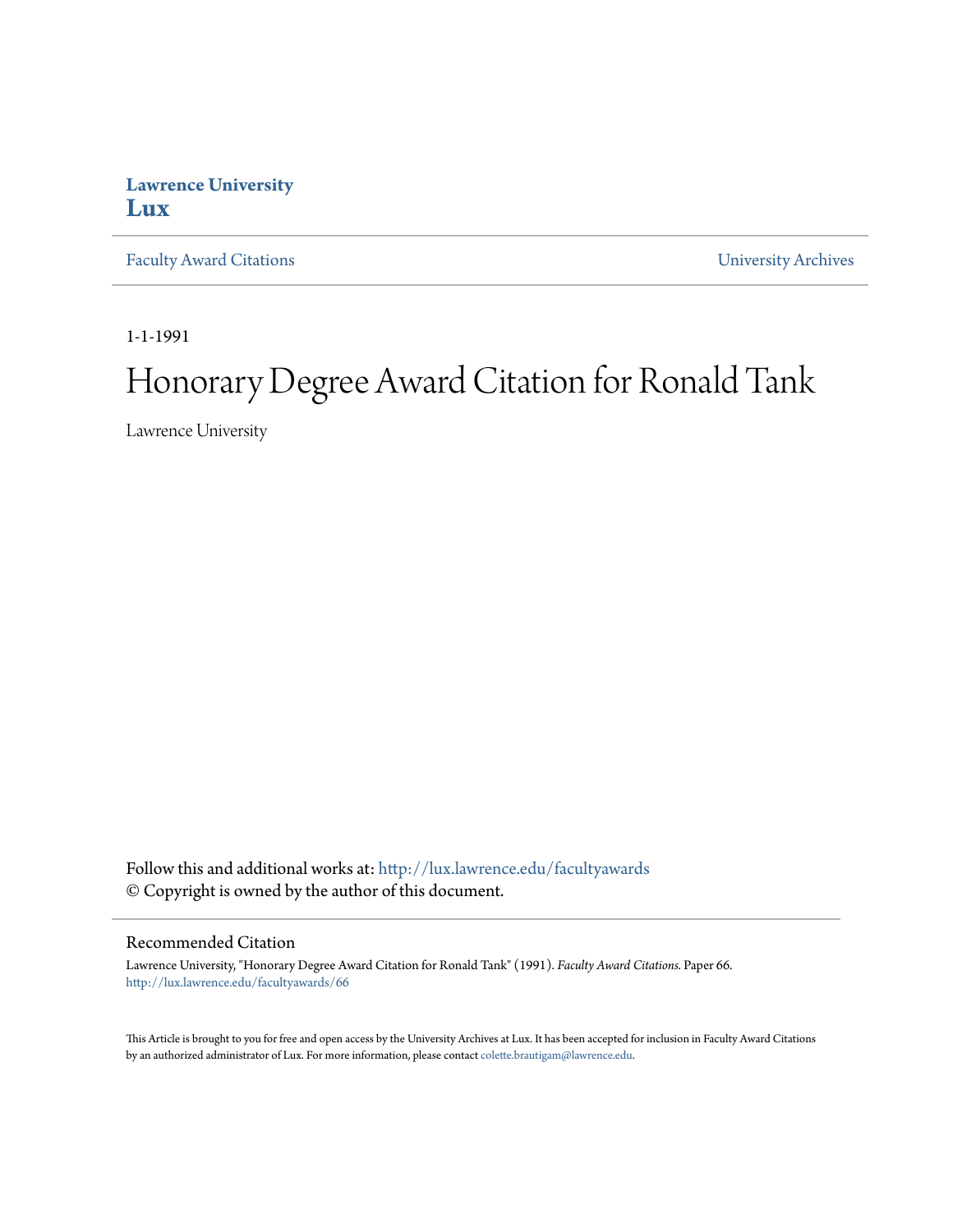**Lawrence University**
**Lux**

Faculty Award Citations | University Archives

1-1-1991

# Honorary Degree Award Citation for Ronald Tank

Lawrence University

Follow this and additional works at: http://lux.lawrence.edu/facultyawards
© Copyright is owned by the author of this document.

## Recommended Citation

Lawrence University, "Honorary Degree Award Citation for Ronald Tank" (1991). *Faculty Award Citations.* Paper 66.
http://lux.lawrence.edu/facultyawards/66

This Article is brought to you for free and open access by the University Archives at Lux. It has been accepted for inclusion in Faculty Award Citations by an authorized administrator of Lux. For more information, please contact colette.brautigam@lawrence.edu.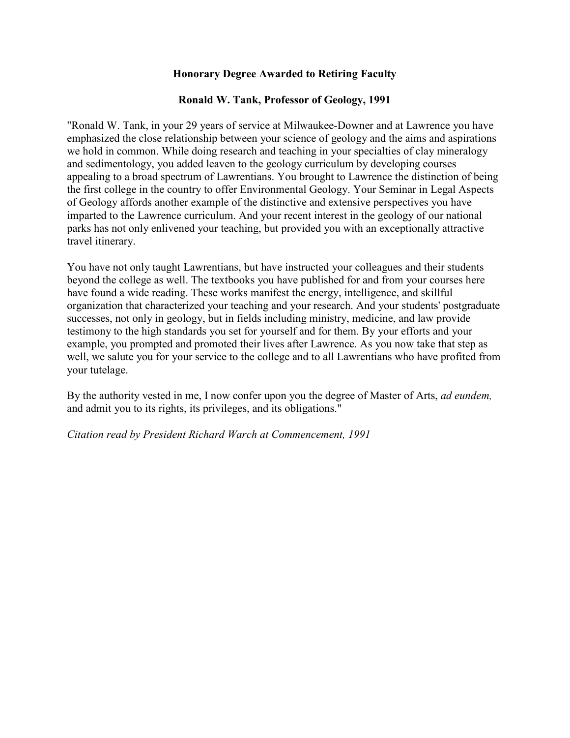## Honorary Degree Awarded to Retiring Faculty

### Ronald W. Tank, Professor of Geology, 1991

"Ronald W. Tank, in your 29 years of service at Milwaukee-Downer and at Lawrence you have emphasized the close relationship between your science of geology and the aims and aspirations we hold in common. While doing research and teaching in your specialties of clay mineralogy and sedimentology, you added leaven to the geology curriculum by developing courses appealing to a broad spectrum of Lawrentians. You brought to Lawrence the distinction of being the first college in the country to offer Environmental Geology. Your Seminar in Legal Aspects of Geology affords another example of the distinctive and extensive perspectives you have imparted to the Lawrence curriculum. And your recent interest in the geology of our national parks has not only enlivened your teaching, but provided you with an exceptionally attractive travel itinerary.

You have not only taught Lawrentians, but have instructed your colleagues and their students beyond the college as well. The textbooks you have published for and from your courses here have found a wide reading. These works manifest the energy, intelligence, and skillful organization that characterized your teaching and your research. And your students' postgraduate successes, not only in geology, but in fields including ministry, medicine, and law provide testimony to the high standards you set for yourself and for them. By your efforts and your example, you prompted and promoted their lives after Lawrence. As you now take that step as well, we salute you for your service to the college and to all Lawrentians who have profited from your tutelage.

By the authority vested in me, I now confer upon you the degree of Master of Arts, *ad eundem,* and admit you to its rights, its privileges, and its obligations."

*Citation read by President Richard Warch at Commencement, 1991*